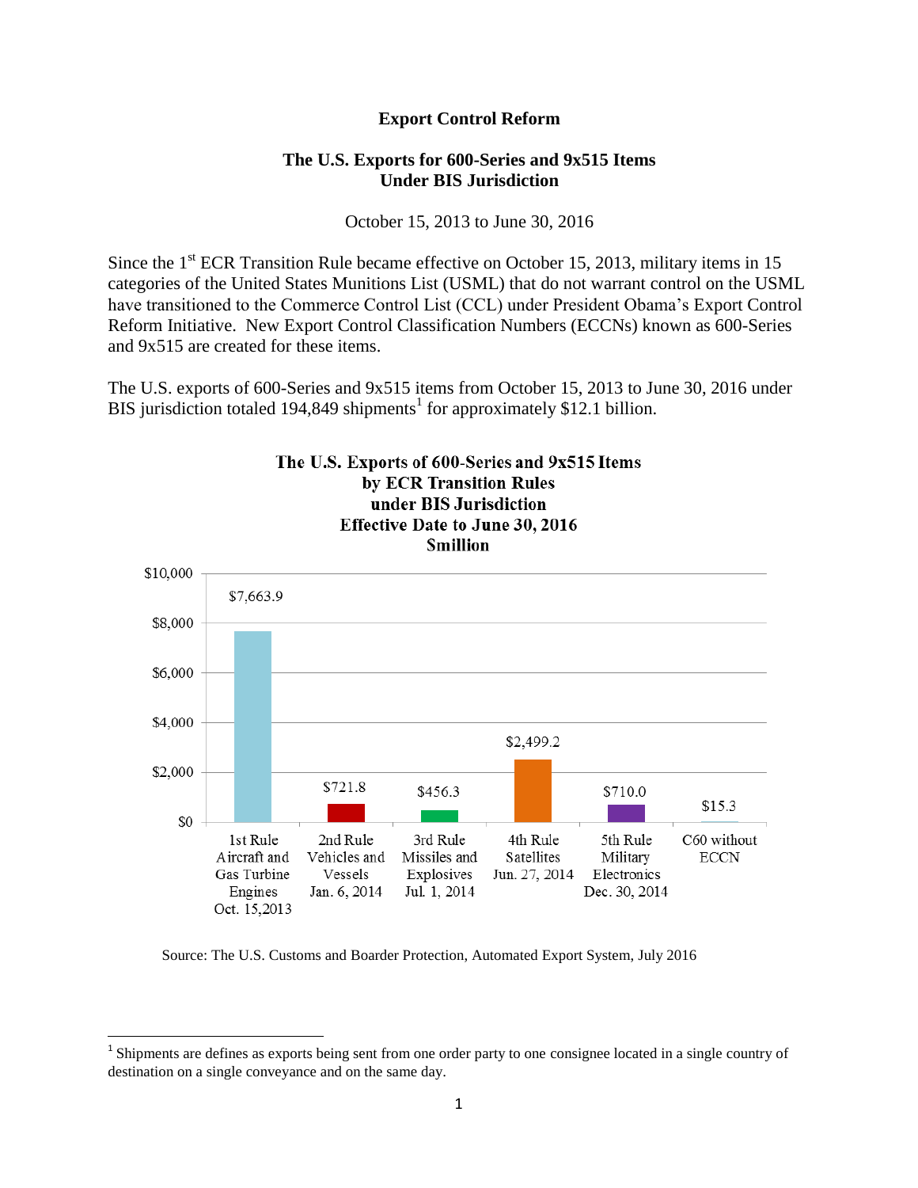# Export Control Reform

## The U.S. Exports for 600-Series and 9x515 Items Under BIS Jurisdiction

October 15, 2013 to June 30, 2016

Since the 1st ECR Transition Rule became effective on October 15, 2013, military items in 15 categories of the United States Munitions List (USML) that do not warrant control on the USML have transitioned to the Commerce Control List (CCL) under President Obama's Export Control Reform Initiative. New Export Control Classification Numbers (ECCNs) known as 600-Series and 9x515 are created for these items.

The U.S. exports of 600-Series and 9x515 items from October 15, 2013 to June 30, 2016 under BIS jurisdiction totaled 194,849 shipments[1] for approximately $12.1 billion.

**The U.S. Exports of 600-Series and 9x515 Items by ECR Transition Rules under BIS Jurisdiction Effective Date to June 30, 2016 $million**

$10,000
$8,000
$6,000
$4,000
$2,000
$0

$7,663.9
1st Rule Aircraft and Gas Turbine Engines Oct. 15,2013

$721.8
2nd Rule Vehicles and Vessels Jan. 6, 2014

$456.3
3rd Rule Missiles and Explosives Jul. 1, 2014

$2,499.2
4th Rule Satellites Jun. 27, 2014

$710.0
5th Rule Military Electronics Dec. 30, 2014

$15.3
C60 without ECCN

Source: The U.S. Customs and Boarder Protection, Automated Export System, July 2016

---

[1] Shipments are defines as exports being sent from one order party to one consignee located in a single country of destination on a single conveyance and on the same day.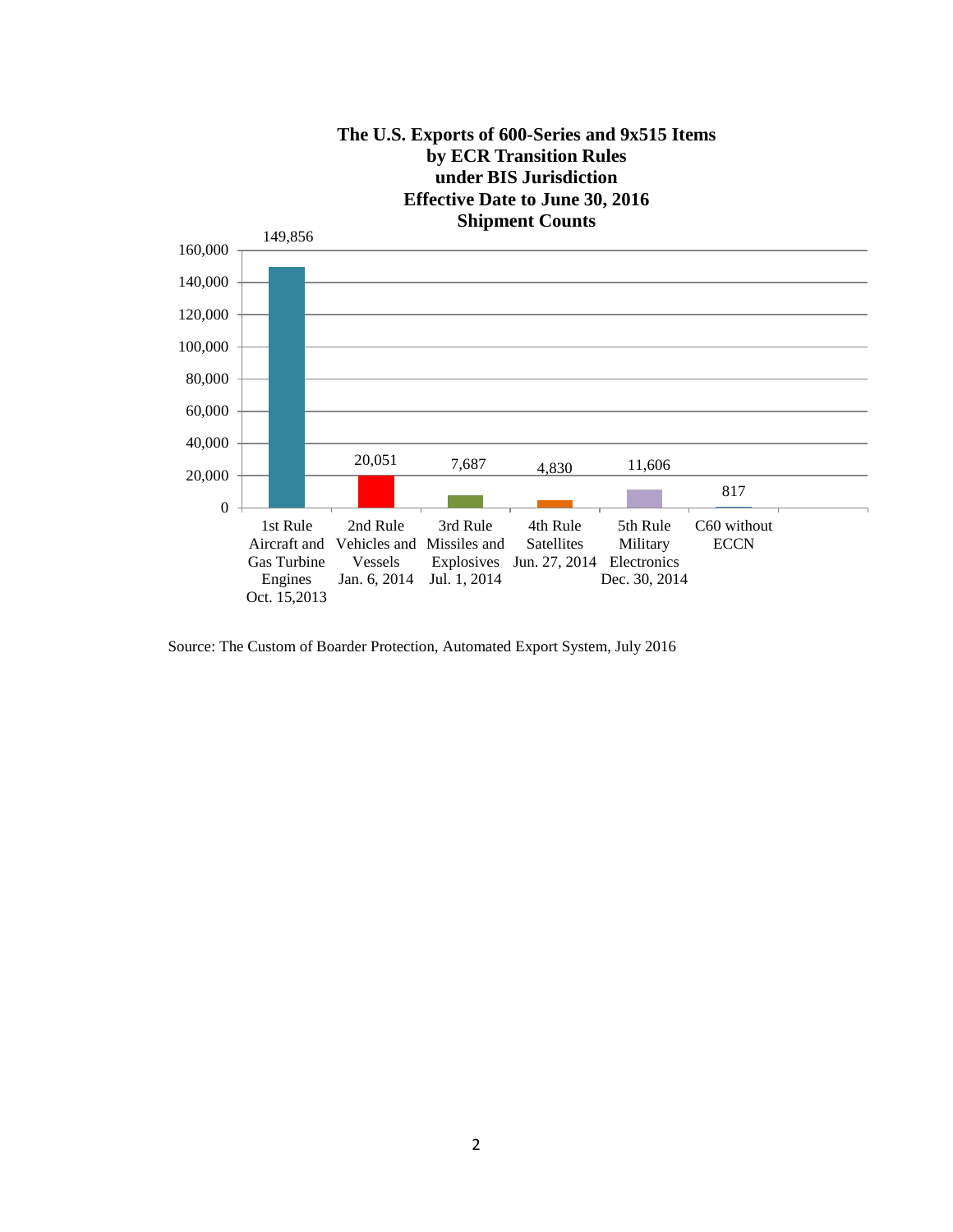**The U.S. Exports of 600-Series and 9x515 Items by ECR Transition Rules under BIS Jurisdiction Effective Date to June 30, 2016 Shipment Counts**

160,000
140,000
120,000
100,000
80,000
60,000
40,000
20,000
0

149,856
20,051
7,687
4,830
11,606
817

1st Rule Aircraft and Gas Turbine Engines Oct. 15,2013
2nd Rule Vehicles and Vessels Jan. 6, 2014
3rd Rule Missiles and Explosives Jul. 1, 2014
4th Rule Satellites Jun. 27, 2014
5th Rule Military Electronics Dec. 30, 2014
C60 without ECCN

Source: The Custom of Boarder Protection, Automated Export System, July 2016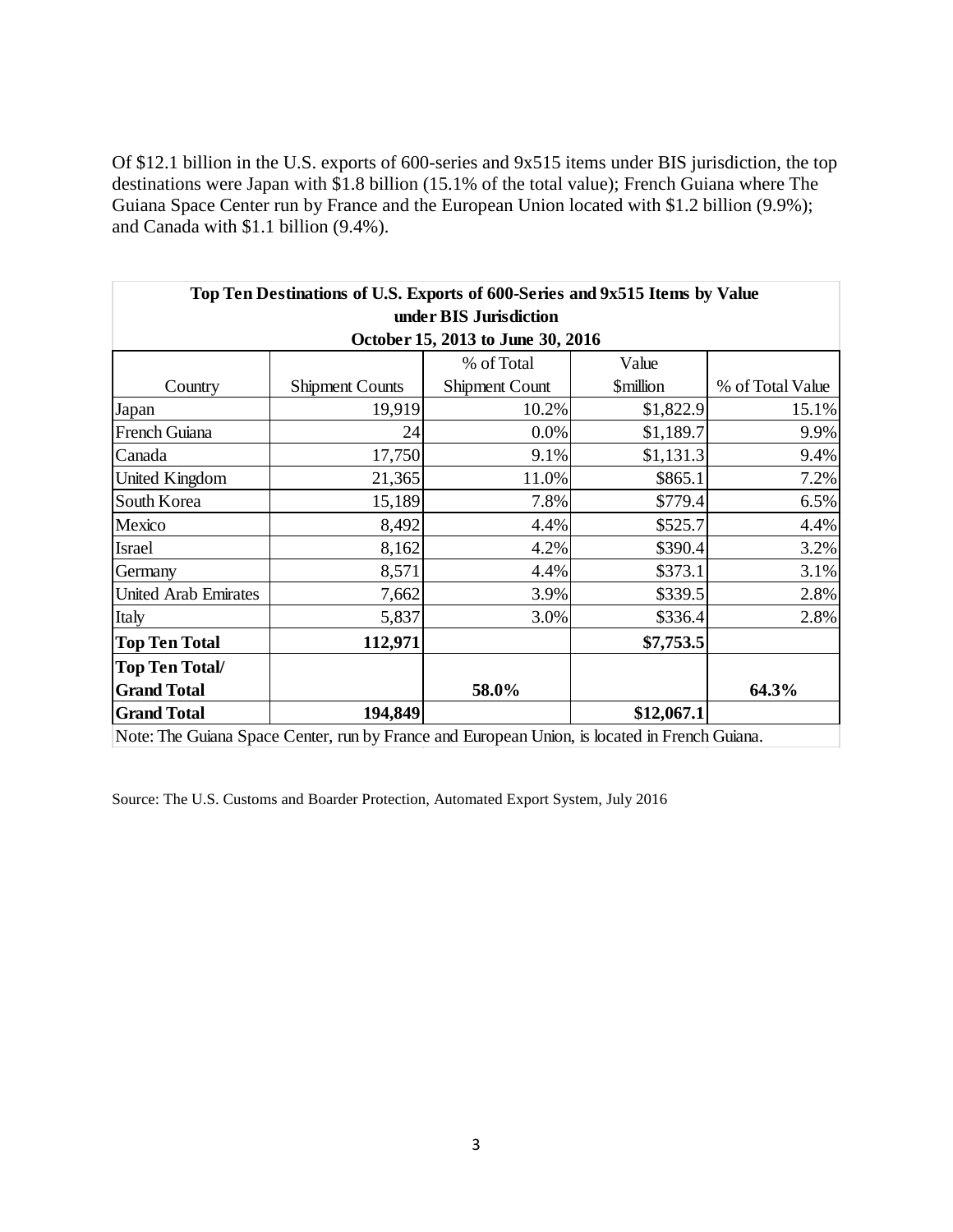Of \$12.1 billion in the U.S. exports of 600-series and 9x515 items under BIS jurisdiction, the top destinations were Japan with \$1.8 billion (15.1% of the total value); French Guiana where The Guiana Space Center run by France and the European Union located with \$1.2 billion (9.9%); and Canada with \$1.1 billion (9.4%).

**Top Ten Destinations of U.S. Exports of 600-Series and 9x515 Items by Value under BIS Jurisdiction**
**October 15, 2013 to June 30, 2016**

| Country | Shipment Counts | % of Total Shipment Count | Value \$million | % of Total Value |
|---|---|---|---|---|
| Japan | 19,919 | 10.2% | \$1,822.9 | 15.1% |
| French Guiana | 24 | 0.0% | \$1,189.7 | 9.9% |
| Canada | 17,750 | 9.1% | \$1,131.3 | 9.4% |
| United Kingdom | 21,365 | 11.0% | \$865.1 | 7.2% |
| South Korea | 15,189 | 7.8% | \$779.4 | 6.5% |
| Mexico | 8,492 | 4.4% | \$525.7 | 4.4% |
| Israel | 8,162 | 4.2% | \$390.4 | 3.2% |
| Germany | 8,571 | 4.4% | \$373.1 | 3.1% |
| United Arab Emirates | 7,662 | 3.9% | \$339.5 | 2.8% |
| Italy | 5,837 | 3.0% | \$336.4 | 2.8% |
| **Top Ten Total** | **112,971** | | **\$7,753.5** | |
| **Top Ten Total/ Grand Total** | | **58.0%** | | **64.3%** |
| **Grand Total** | **194,849** | | **\$12,067.1** | |

Note: The Guiana Space Center, run by France and European Union, is located in French Guiana.

Source: The U.S. Customs and Boarder Protection, Automated Export System, July 2016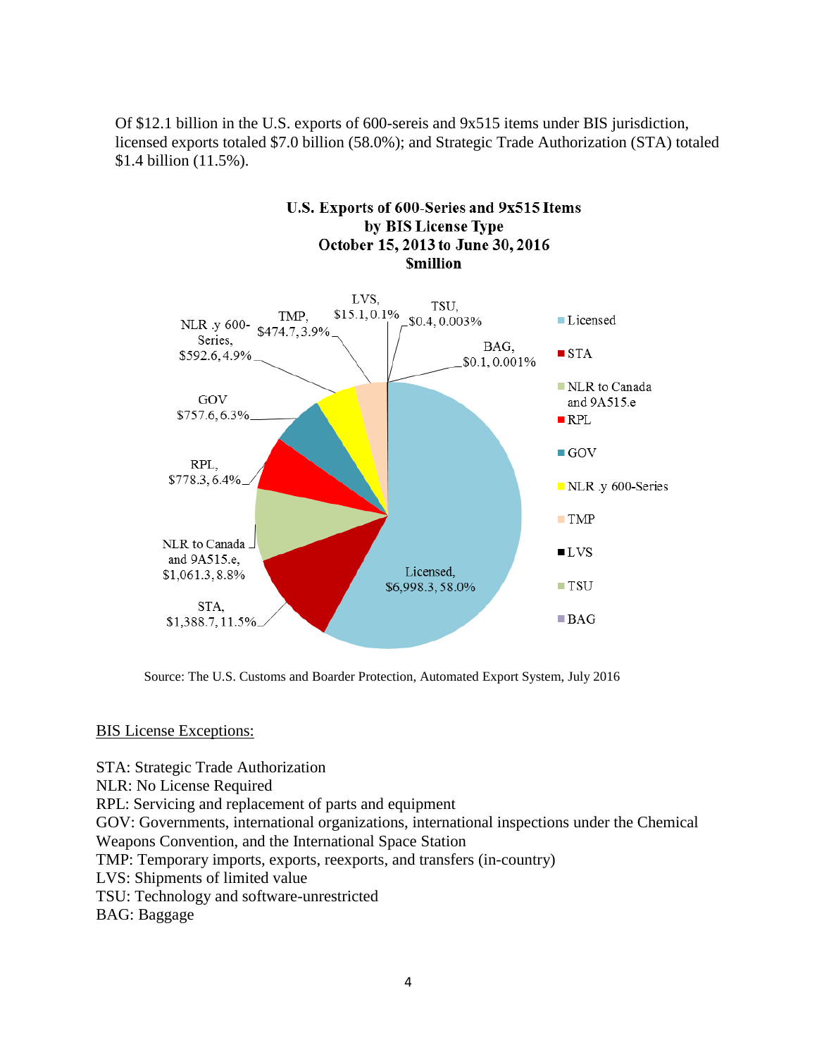Of $12.1 billion in the U.S. exports of 600-sereis and 9x515 items under BIS jurisdiction, licensed exports totaled $7.0 billion (58.0%); and Strategic Trade Authorization (STA) totaled $1.4 billion (11.5%).

**U.S. Exports of 600-Series and 9x515 Items by BIS License Type October 15, 2013 to June 30, 2016 $million**

Licensed, $6,998.3, 58.0%
STA, $1,388.7, 11.5%
NLR to Canada and 9A515.e, $1,061.3, 8.8%
RPL, $778.3, 6.4%
GOV $757.6, 6.3%
NLR .y 600-Series, $592.6, 4.9%
TMP, $474.7, 3.9%
LVS, $15.1, 0.1%
TSU, $0.4, 0.003%
BAG, $0.1, 0.001%

Licensed
STA
NLR to Canada and 9A515.e
RPL
GOV
NLR .y 600-Series
TMP
LVS
TSU
BAG

Source: The U.S. Customs and Boarder Protection, Automated Export System, July 2016

<u>BIS License Exceptions:</u>

STA: Strategic Trade Authorization
NLR: No License Required
RPL: Servicing and replacement of parts and equipment
GOV: Governments, international organizations, international inspections under the Chemical Weapons Convention, and the International Space Station
TMP: Temporary imports, exports, reexports, and transfers (in-country)
LVS: Shipments of limited value
TSU: Technology and software-unrestricted
BAG: Baggage